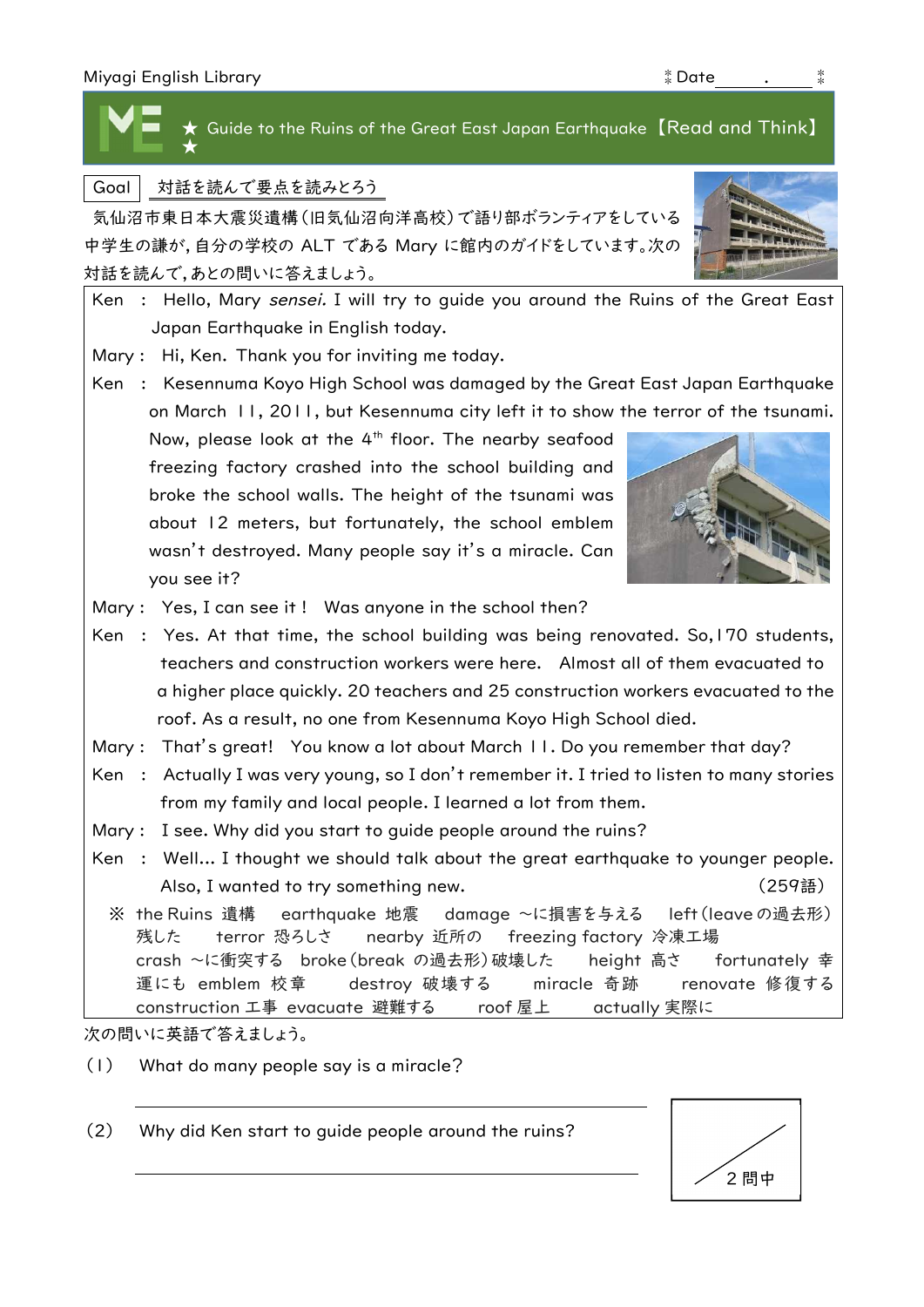Miyagi English Library　　　　　　　　　　　　　　　　　　　　　　Date　　　.

# ★ Guide to the Ruins of the Great East Japan Earthquake【Read and Think】★

Goal　対話を読んで要点を読みとろう

気仙沼市東日本大震災遺構(旧気仙沼向洋高校)で語り部ボランティアをしている中学生の謙が，自分の学校の ALT である Mary に館内のガイドをしています。次の対話を読んで，あとの問いに答えましょう。

Ken　:　Hello, Mary *sensei.* I will try to guide you around the Ruins of the Great East Japan Earthquake in English today.

Mary :　Hi, Ken. Thank you for inviting me today.

Ken　:　Kesennuma Koyo High School was damaged by the Great East Japan Earthquake on March 11, 2011, but Kesennuma city left it to show the terror of the tsunami. Now, please look at the 4th floor. The nearby seafood freezing factory crashed into the school building and broke the school walls. The height of the tsunami was about 12 meters, but fortunately, the school emblem wasn't destroyed. Many people say it's a miracle. Can you see it?

Mary :　Yes, I can see it !　Was anyone in the school then?

Ken　:　Yes. At that time, the school building was being renovated. So,170 students, teachers and construction workers were here.　Almost all of them evacuated to a higher place quickly. 20 teachers and 25 construction workers evacuated to the roof. As a result, no one from Kesennuma Koyo High School died.

Mary :　That's great!　You know a lot about March 11. Do you remember that day?

Ken　:　Actually I was very young, so I don't remember it. I tried to listen to many stories from my family and local people. I learned a lot from them.

Mary :　I see. Why did you start to guide people around the ruins?

Ken　:　Well… I thought we should talk about the great earthquake to younger people. Also, I wanted to try something new.　　　　　　　　　　　　　　　　　　　(259語)

※ the Ruins 遺構　earthquake 地震　damage ～に損害を与える　left (leave の過去形) 残した　terror 恐ろしさ　nearby 近所の　freezing factory 冷凍工場　crash ～に衝突する　broke (break の過去形) 破壊した　height 高さ　fortunately 幸運にも　emblem 校章　destroy 破壊する　miracle 奇跡　renovate 修復する　construction 工事　evacuate 避難する　roof 屋上　actually 実際に

次の問いに英語で答えましょう。

(1)　What do many people say is a miracle?

\_\_\_\_\_\_\_\_\_\_\_\_\_\_\_\_\_\_\_\_\_\_\_\_\_\_\_\_\_\_\_\_\_\_\_\_\_\_\_\_\_\_\_\_

(2)　Why did Ken start to guide people around the ruins?

\_\_\_\_\_\_\_\_\_\_\_\_\_\_\_\_\_\_\_\_\_\_\_\_\_\_\_\_\_\_\_\_\_\_\_\_\_\_\_\_\_\_\_\_

／ 2 問中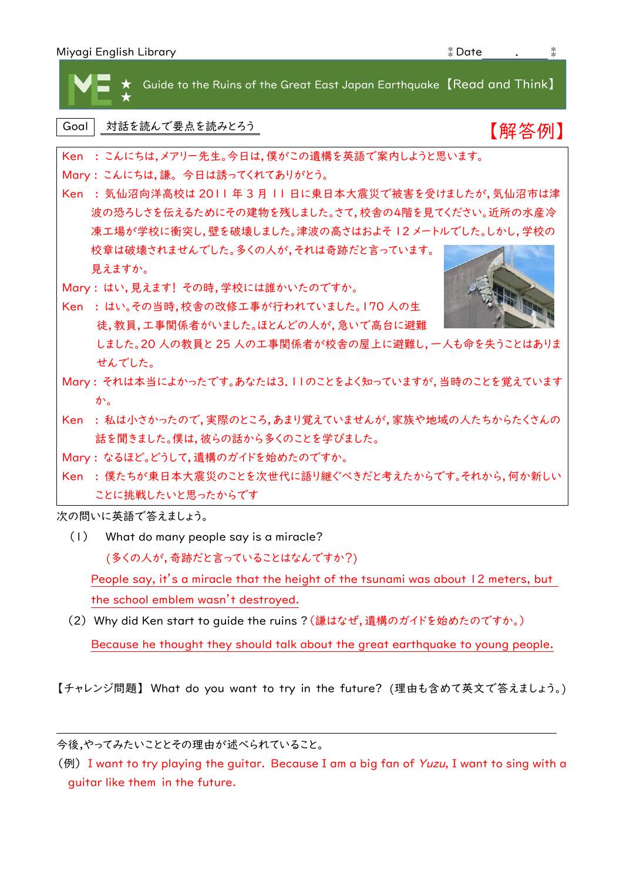Miyagi English Library　　　　　　　　　　　　　　　　　　　　Date　　　.

★ Guide to the Ruins of the Great East Japan Earthquake【Read and Think】

Goal　対話を読んで要点を読みとろう

# 【解答例】

Ken　：こんにちは，メアリー先生。今日は，僕がこの遺構を英語で案内しようと思います。

Mary：こんにちは，謙。 今日は誘ってくれてありがとう。

Ken　：気仙沼向洋高校は 2011 年 3 月 11 日に東日本大震災で被害を受けましたが，気仙沼市は津波の恐ろしさを伝えるためにその建物を残しました。さて，校舎の4階を見てください。近所の水産冷凍工場が学校に衝突し，壁を破壊しました。津波の高さはおよそ 12 メートルでした。しかし，学校の校章は破壊されませんでした。多くの人が，それは奇跡だと言っています。見えますか。

Mary：はい，見えます！ その時，学校には誰かいたのですか。

Ken　：はい。その当時，校舎の改修工事が行われていました。170 人の生徒，教員，工事関係者がいました。ほとんどの人が，急いで高台に避難しました。20 人の教員と 25 人の工事関係者が校舎の屋上に避難し，一人も命を失うことはありませんでした。

Mary：それは本当によかったです。あなたは3．11のことをよく知っていますが，当時のことを覚えていますか。

Ken　：私は小さかったので，実際のところ，あまり覚えていませんが，家族や地域の人たちからたくさんの話を聞きました。僕は，彼らの話から多くのことを学びました。

Mary：なるほど。どうして，遺構のガイドを始めたのですか。

Ken　：僕たちが東日本大震災のことを次世代に語り継ぐべきだと考えたからです。それから，何か新しいことに挑戦したいと思ったからです

次の問いに英語で答えましょう。

(1)　What do many people say is a miracle?

(多くの人が，奇跡だと言っていることはなんですか？)

People say, it's a miracle that the height of the tsunami was about 12 meters, but the school emblem wasn't destroyed.

(2)　Why did Ken start to guide the ruins？(謙はなぜ，遺構のガイドを始めたのですか。)

Because he thought they should talk about the great earthquake to young people.

【チャレンジ問題】 What do you want to try in the future? (理由も含めて英文で答えましょう。)

今後，やってみたいこととその理由が述べられていること。

(例) I want to try playing the guitar. Because I am a big fan of *Yuzu*, I want to sing with a guitar like them in the future.